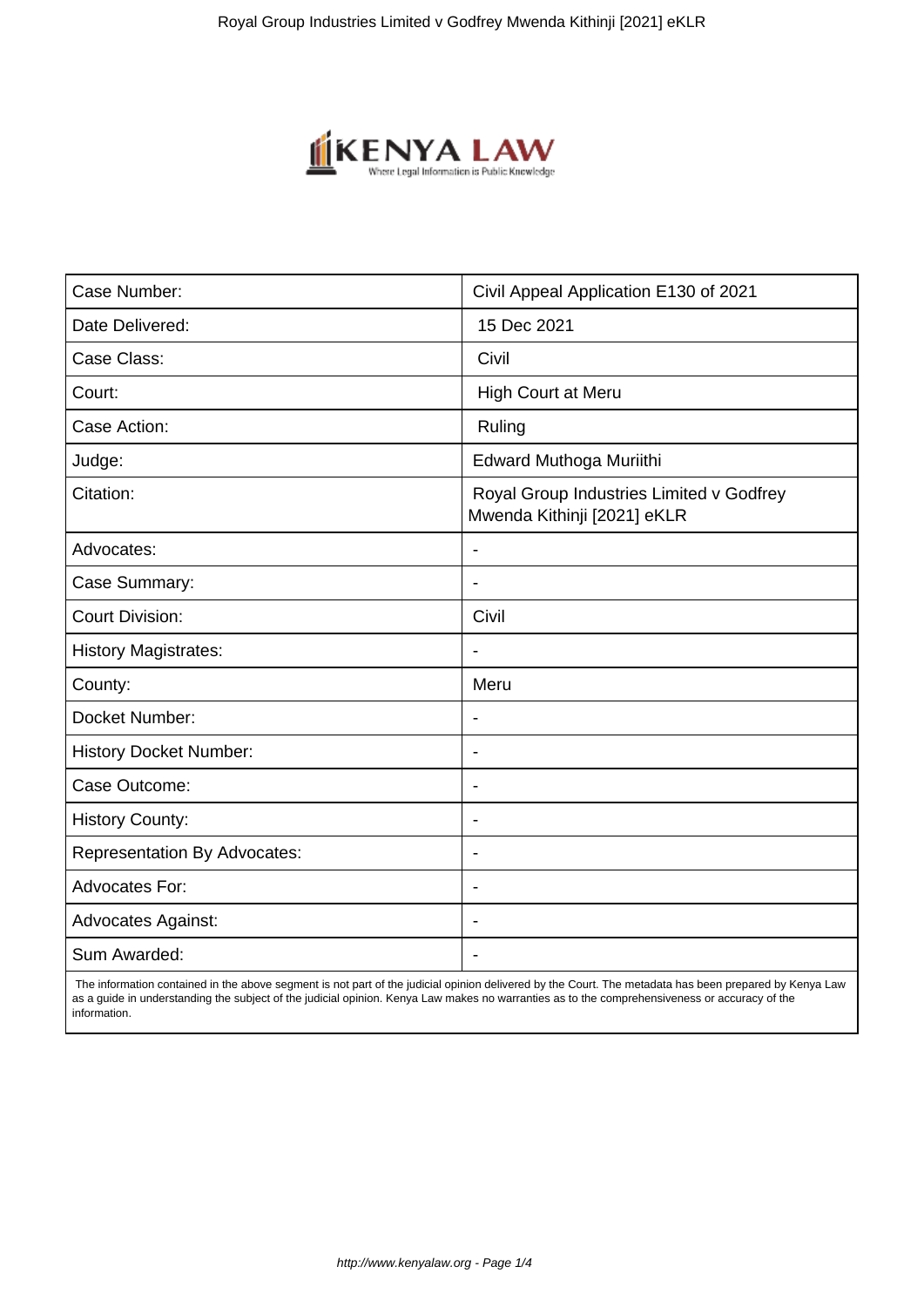| Case Number: | Civil Appeal Application E130 of 2021 |
| --- | --- |
| Date Delivered: | 15 Dec 2021 |
| Case Class: | Civil |
| Court: | High Court at Meru |
| Case Action: | Ruling |
| Judge: | Edward Muthoga Muriithi |
| Citation: | Royal Group Industries Limited v Godfrey Mwenda Kithinji [2021] eKLR |
| Advocates: | - |
| Case Summary: | - |
| Court Division: | Civil |
| History Magistrates: | - |
| County: | Meru |
| Docket Number: | - |
| History Docket Number: | - |
| Case Outcome: | - |
| History County: | - |
| Representation By Advocates: | - |
| Advocates For: | - |
| Advocates Against: | - |
| Sum Awarded: | - |

The information contained in the above segment is not part of the judicial opinion delivered by the Court. The metadata has been prepared by Kenya Law as a guide in understanding the subject of the judicial opinion. Kenya Law makes no warranties as to the comprehensiveness or accuracy of the information.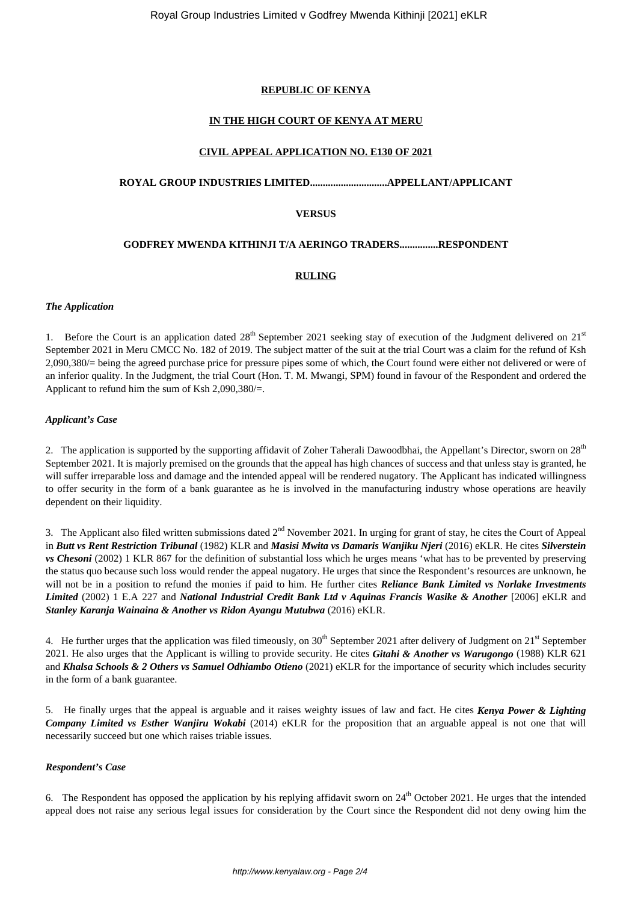**REPUBLIC OF KENYA**

**IN THE HIGH COURT OF KENYA AT MERU**

**CIVIL APPEAL APPLICATION NO. E130 OF 2021**

**ROYAL GROUP INDUSTRIES LIMITED.............................APPELLANT/APPLICANT**

**VERSUS**

**GODFREY MWENDA KITHINJI T/A AERINGO TRADERS..............RESPONDENT**

**RULING**

***The Application***

1. Before the Court is an application dated 28th September 2021 seeking stay of execution of the Judgment delivered on 21st September 2021 in Meru CMCC No. 182 of 2019. The subject matter of the suit at the trial Court was a claim for the refund of Ksh 2,090,380/= being the agreed purchase price for pressure pipes some of which, the Court found were either not delivered or were of an inferior quality. In the Judgment, the trial Court (Hon. T. M. Mwangi, SPM) found in favour of the Respondent and ordered the Applicant to refund him the sum of Ksh 2,090,380/=.

***Applicant's Case***

2. The application is supported by the supporting affidavit of Zoher Taherali Dawoodbhai, the Appellant's Director, sworn on 28th September 2021. It is majorly premised on the grounds that the appeal has high chances of success and that unless stay is granted, he will suffer irreparable loss and damage and the intended appeal will be rendered nugatory. The Applicant has indicated willingness to offer security in the form of a bank guarantee as he is involved in the manufacturing industry whose operations are heavily dependent on their liquidity.

3. The Applicant also filed written submissions dated 2nd November 2021. In urging for grant of stay, he cites the Court of Appeal in ***Butt vs Rent Restriction Tribunal*** (1982) KLR and ***Masisi Mwita vs Damaris Wanjiku Njeri*** (2016) eKLR. He cites ***Silverstein vs Chesoni*** (2002) 1 KLR 867 for the definition of substantial loss which he urges means 'what has to be prevented by preserving the status quo because such loss would render the appeal nugatory. He urges that since the Respondent's resources are unknown, he will not be in a position to refund the monies if paid to him. He further cites ***Reliance Bank Limited vs Norlake Investments Limited*** (2002) 1 E.A 227 and ***National Industrial Credit Bank Ltd v Aquinas Francis Wasike & Another*** [2006] eKLR and ***Stanley Karanja Wainaina & Another vs Ridon Ayangu Mutubwa*** (2016) eKLR.

4. He further urges that the application was filed timeously, on 30th September 2021 after delivery of Judgment on 21st September 2021. He also urges that the Applicant is willing to provide security. He cites ***Gitahi & Another vs Warugongo*** (1988) KLR 621 and ***Khalsa Schools & 2 Others vs Samuel Odhiambo Otieno*** (2021) eKLR for the importance of security which includes security in the form of a bank guarantee.

5. He finally urges that the appeal is arguable and it raises weighty issues of law and fact. He cites ***Kenya Power & Lighting Company Limited vs Esther Wanjiru Wokabi*** (2014) eKLR for the proposition that an arguable appeal is not one that will necessarily succeed but one which raises triable issues.

***Respondent's Case***

6. The Respondent has opposed the application by his replying affidavit sworn on 24th October 2021. He urges that the intended appeal does not raise any serious legal issues for consideration by the Court since the Respondent did not deny owing him the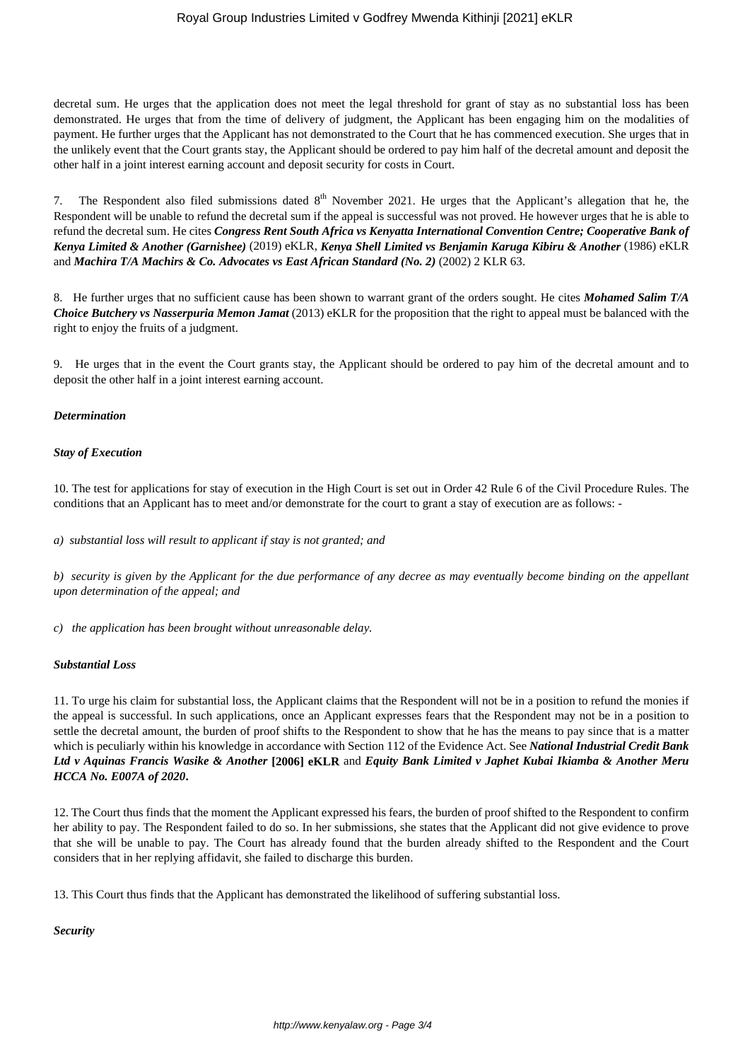decretal sum. He urges that the application does not meet the legal threshold for grant of stay as no substantial loss has been demonstrated. He urges that from the time of delivery of judgment, the Applicant has been engaging him on the modalities of payment. He further urges that the Applicant has not demonstrated to the Court that he has commenced execution. She urges that in the unlikely event that the Court grants stay, the Applicant should be ordered to pay him half of the decretal amount and deposit the other half in a joint interest earning account and deposit security for costs in Court.

7. The Respondent also filed submissions dated 8th November 2021. He urges that the Applicant's allegation that he, the Respondent will be unable to refund the decretal sum if the appeal is successful was not proved. He however urges that he is able to refund the decretal sum. He cites ***Congress Rent South Africa vs Kenyatta International Convention Centre; Cooperative Bank of Kenya Limited & Another (Garnishee)*** (2019) eKLR, ***Kenya Shell Limited vs Benjamin Karuga Kibiru & Another*** (1986) eKLR and ***Machira T/A Machirs & Co. Advocates vs East African Standard (No. 2)*** (2002) 2 KLR 63.

8. He further urges that no sufficient cause has been shown to warrant grant of the orders sought. He cites ***Mohamed Salim T/A Choice Butchery vs Nasserpuria Memon Jamat*** (2013) eKLR for the proposition that the right to appeal must be balanced with the right to enjoy the fruits of a judgment.

9. He urges that in the event the Court grants stay, the Applicant should be ordered to pay him of the decretal amount and to deposit the other half in a joint interest earning account.

***Determination***

***Stay of Execution***

10. The test for applications for stay of execution in the High Court is set out in Order 42 Rule 6 of the Civil Procedure Rules. The conditions that an Applicant has to meet and/or demonstrate for the court to grant a stay of execution are as follows: -

*a) substantial loss will result to applicant if stay is not granted; and*

*b) security is given by the Applicant for the due performance of any decree as may eventually become binding on the appellant upon determination of the appeal; and*

*c) the application has been brought without unreasonable delay.*

***Substantial Loss***

11. To urge his claim for substantial loss, the Applicant claims that the Respondent will not be in a position to refund the monies if the appeal is successful. In such applications, once an Applicant expresses fears that the Respondent may not be in a position to settle the decretal amount, the burden of proof shifts to the Respondent to show that he has the means to pay since that is a matter which is peculiarly within his knowledge in accordance with Section 112 of the Evidence Act. See ***National Industrial Credit Bank Ltd v Aquinas Francis Wasike & Another* [2006] eKLR** and ***Equity Bank Limited v Japhet Kubai Ikiamba & Another Meru HCCA No. E007A of 2020*.**

12. The Court thus finds that the moment the Applicant expressed his fears, the burden of proof shifted to the Respondent to confirm her ability to pay. The Respondent failed to do so. In her submissions, she states that the Applicant did not give evidence to prove that she will be unable to pay. The Court has already found that the burden already shifted to the Respondent and the Court considers that in her replying affidavit, she failed to discharge this burden.

13. This Court thus finds that the Applicant has demonstrated the likelihood of suffering substantial loss.

***Security***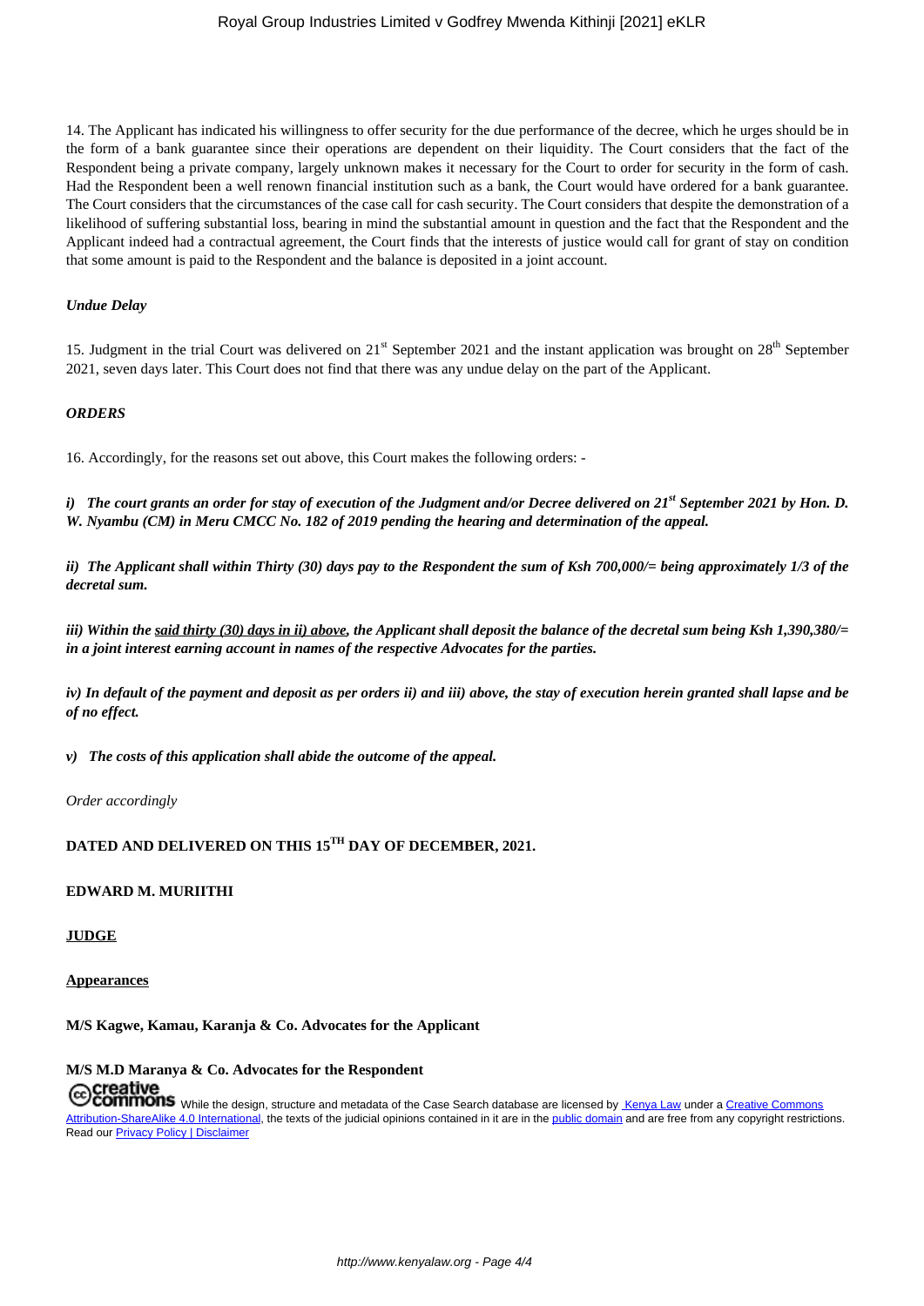14. The Applicant has indicated his willingness to offer security for the due performance of the decree, which he urges should be in the form of a bank guarantee since their operations are dependent on their liquidity. The Court considers that the fact of the Respondent being a private company, largely unknown makes it necessary for the Court to order for security in the form of cash. Had the Respondent been a well renown financial institution such as a bank, the Court would have ordered for a bank guarantee. The Court considers that the circumstances of the case call for cash security. The Court considers that despite the demonstration of a likelihood of suffering substantial loss, bearing in mind the substantial amount in question and the fact that the Respondent and the Applicant indeed had a contractual agreement, the Court finds that the interests of justice would call for grant of stay on condition that some amount is paid to the Respondent and the balance is deposited in a joint account.

***Undue Delay***

15. Judgment in the trial Court was delivered on 21st September 2021 and the instant application was brought on 28th September 2021, seven days later. This Court does not find that there was any undue delay on the part of the Applicant.

***ORDERS***

16. Accordingly, for the reasons set out above, this Court makes the following orders: -

***i) The court grants an order for stay of execution of the Judgment and/or Decree delivered on 21st September 2021 by Hon. D. W. Nyambu (CM) in Meru CMCC No. 182 of 2019 pending the hearing and determination of the appeal.***

***ii) The Applicant shall within Thirty (30) days pay to the Respondent the sum of Ksh 700,000/= being approximately 1/3 of the decretal sum.***

***iii) Within the <u>said thirty (30) days in ii) above</u>, the Applicant shall deposit the balance of the decretal sum being Ksh 1,390,380/= in a joint interest earning account in names of the respective Advocates for the parties.***

***iv) In default of the payment and deposit as per orders ii) and iii) above, the stay of execution herein granted shall lapse and be of no effect.***

***v) The costs of this application shall abide the outcome of the appeal.***

*Order accordingly*

**DATED AND DELIVERED ON THIS 15TH DAY OF DECEMBER, 2021.**

**EDWARD M. MURIITHI**

**<u>JUDGE</u>**

**<u>Appearances</u>**

**M/S Kagwe, Kamau, Karanja & Co. Advocates for the Applicant**

**M/S M.D Maranya & Co. Advocates for the Respondent**

While the design, structure and metadata of the Case Search database are licensed by Kenya Law under a Creative Commons Attribution-ShareAlike 4.0 International, the texts of the judicial opinions contained in it are in the public domain and are free from any copyright restrictions. Read our Privacy Policy | Disclaimer